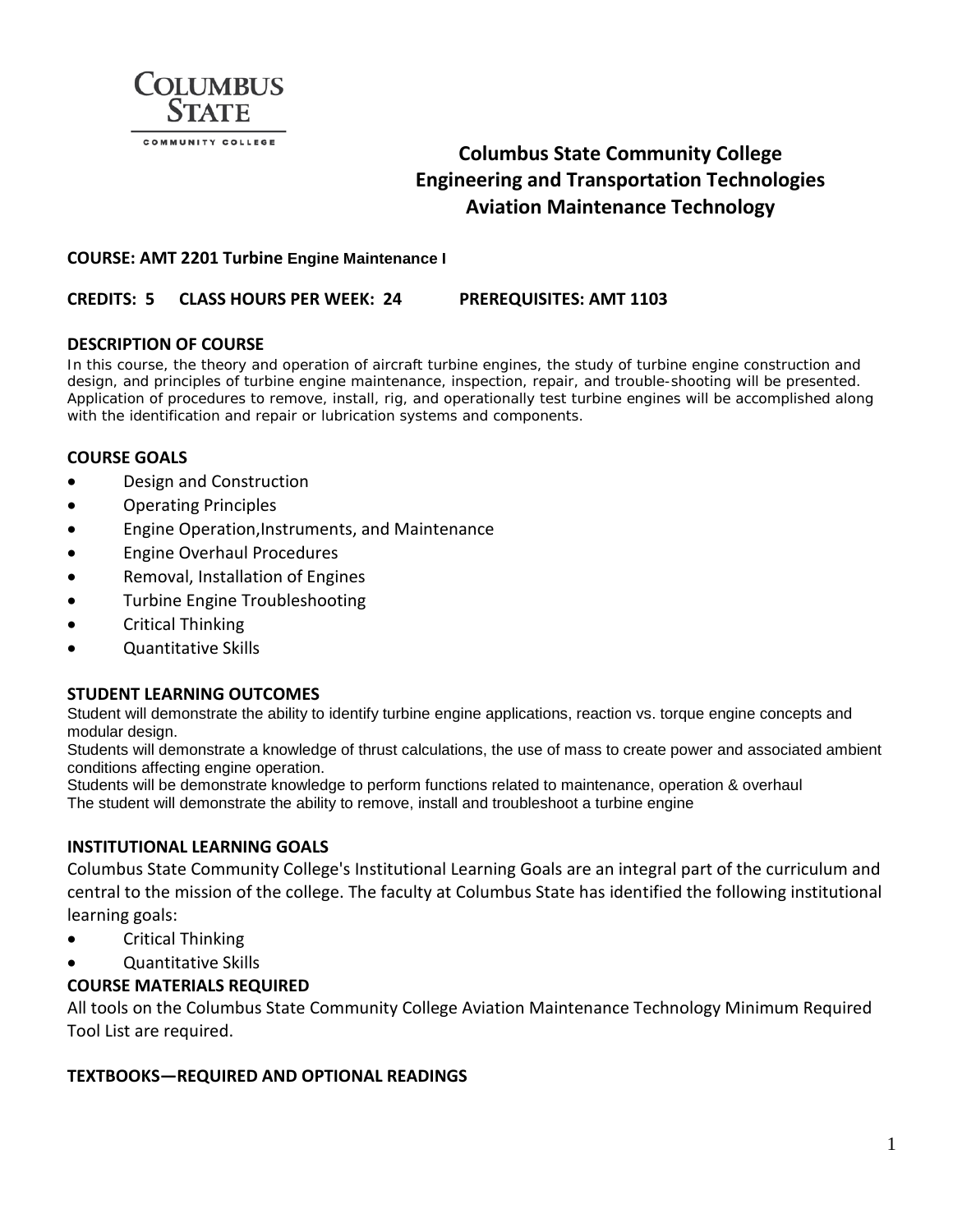# Columbus State Community College
## Engineering and Transportation Technologies
## Aviation Maintenance Technology

**COURSE: AMT 2201 Turbine Engine Maintenance I**

**CREDITS: 5 CLASS HOURS PER WEEK: 24 PREREQUISITES: AMT 1103**

### DESCRIPTION OF COURSE

In this course, the theory and operation of aircraft turbine engines, the study of turbine engine construction and design, and principles of turbine engine maintenance, inspection, repair, and trouble-shooting will be presented. Application of procedures to remove, install, rig, and operationally test turbine engines will be accomplished along with the identification and repair or lubrication systems and components.

### COURSE GOALS

- Design and Construction
- Operating Principles
- Engine Operation,Instruments, and Maintenance
- Engine Overhaul Procedures
- Removal, Installation of Engines
- Turbine Engine Troubleshooting
- Critical Thinking
- Quantitative Skills

### STUDENT LEARNING OUTCOMES

Student will demonstrate the ability to identify turbine engine applications, reaction vs. torque engine concepts and modular design.
Students will demonstrate a knowledge of thrust calculations, the use of mass to create power and associated ambient conditions affecting engine operation.
Students will be demonstrate knowledge to perform functions related to maintenance, operation & overhaul
The student will demonstrate the ability to remove, install and troubleshoot a turbine engine

### INSTITUTIONAL LEARNING GOALS

Columbus State Community College's Institutional Learning Goals are an integral part of the curriculum and central to the mission of the college. The faculty at Columbus State has identified the following institutional learning goals:

- Critical Thinking
- Quantitative Skills

### COURSE MATERIALS REQUIRED

All tools on the Columbus State Community College Aviation Maintenance Technology Minimum Required Tool List are required.

### TEXTBOOKS—REQUIRED AND OPTIONAL READINGS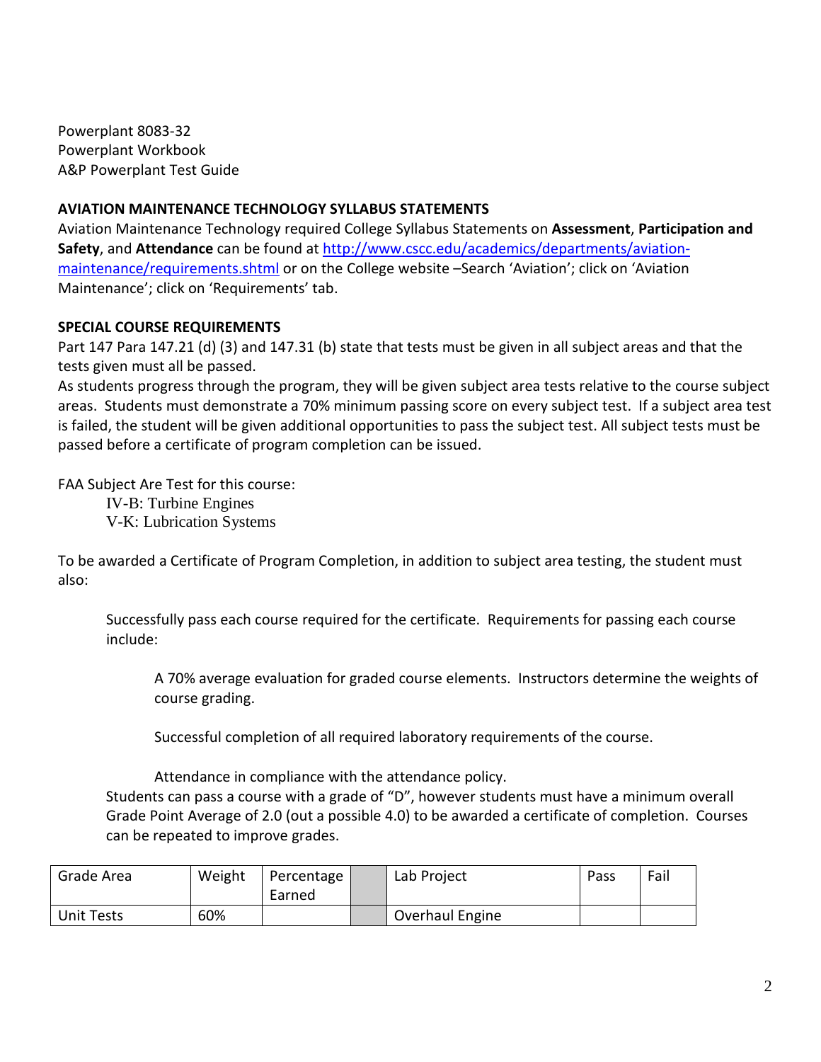Powerplant 8083-32
Powerplant Workbook
A&P Powerplant Test Guide

**AVIATION MAINTENANCE TECHNOLOGY SYLLABUS STATEMENTS**

Aviation Maintenance Technology required College Syllabus Statements on **Assessment**, **Participation and Safety**, and **Attendance** can be found at [http://www.cscc.edu/academics/departments/aviation-maintenance/requirements.shtml](http://www.cscc.edu/academics/departments/aviation-maintenance/requirements.shtml) or on the College website –Search 'Aviation'; click on 'Aviation Maintenance'; click on 'Requirements' tab.

**SPECIAL COURSE REQUIREMENTS**

Part 147 Para 147.21 (d) (3) and 147.31 (b) state that tests must be given in all subject areas and that the tests given must all be passed.

As students progress through the program, they will be given subject area tests relative to the course subject areas. Students must demonstrate a 70% minimum passing score on every subject test. If a subject area test is failed, the student will be given additional opportunities to pass the subject test. All subject tests must be passed before a certificate of program completion can be issued.

FAA Subject Are Test for this course:

IV-B: Turbine Engines
V-K: Lubrication Systems

To be awarded a Certificate of Program Completion, in addition to subject area testing, the student must also:

Successfully pass each course required for the certificate. Requirements for passing each course include:

A 70% average evaluation for graded course elements. Instructors determine the weights of course grading.

Successful completion of all required laboratory requirements of the course.

Attendance in compliance with the attendance policy.

Students can pass a course with a grade of "D", however students must have a minimum overall Grade Point Average of 2.0 (out a possible 4.0) to be awarded a certificate of completion. Courses can be repeated to improve grades.

| Grade Area | Weight | Percentage Earned | | Lab Project | Pass | Fail |
|---|---|---|---|---|---|---|
| Unit Tests | 60% | | | Overhaul Engine | | |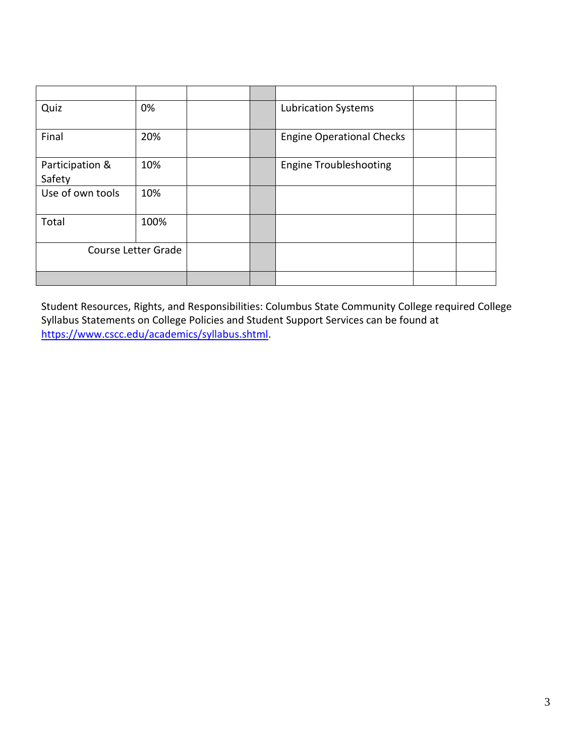| | | | | | | |
|---|---|---|---|---|---|---|
| Quiz | 0% | | | Lubrication Systems | | |
| Final | 20% | | | Engine Operational Checks | | |
| Participation & Safety | 10% | | | Engine Troubleshooting | | |
| Use of own tools | 10% | | | | | |
| Total | 100% | | | | | |
| Course Letter Grade | | | | | | |
| | | | | | | |

Student Resources, Rights, and Responsibilities: Columbus State Community College required College Syllabus Statements on College Policies and Student Support Services can be found at [https://www.cscc.edu/academics/syllabus.shtml](https://www.cscc.edu/academics/syllabus.shtml).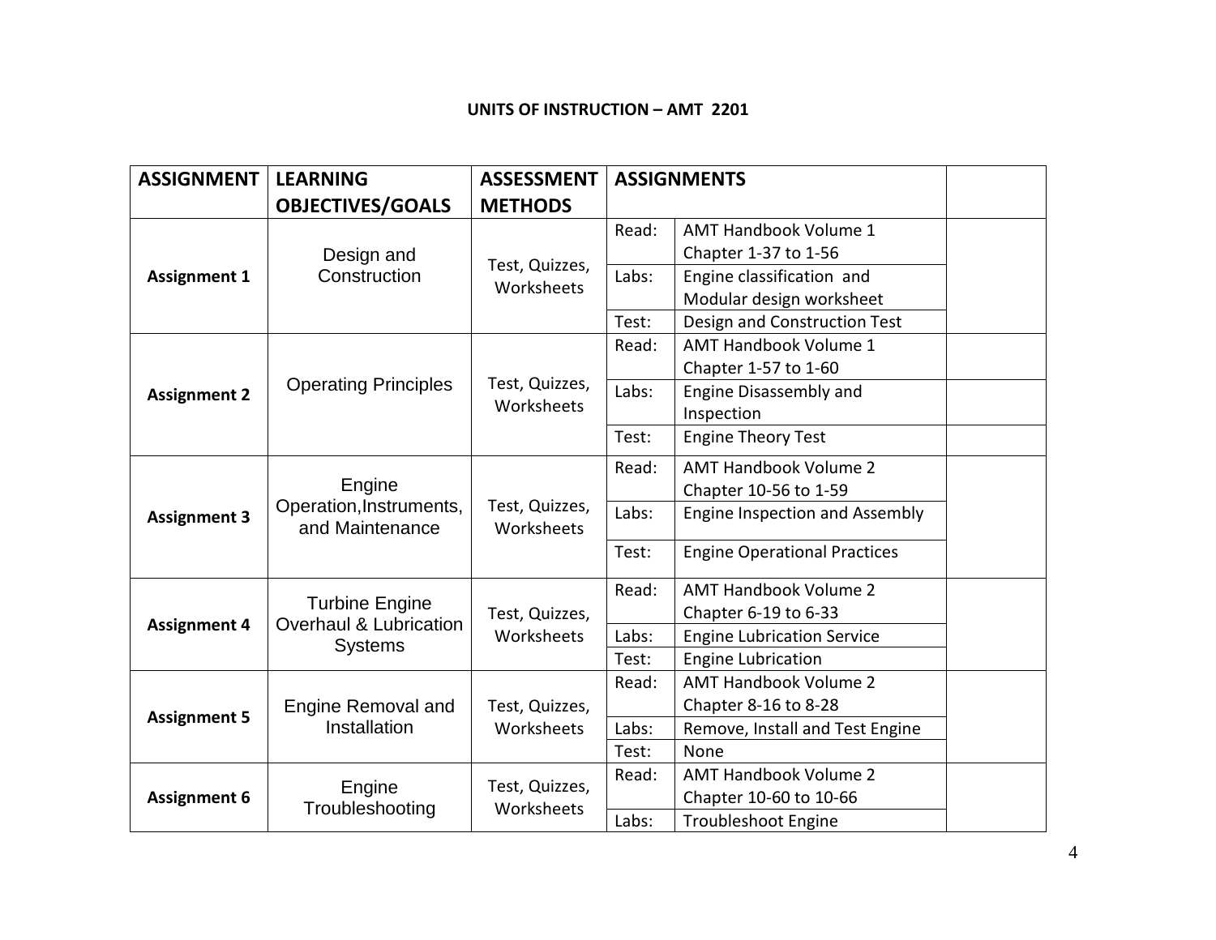**UNITS OF INSTRUCTION – AMT 2201**

| ASSIGNMENT | LEARNING OBJECTIVES/GOALS | ASSESSMENT METHODS | ASSIGNMENTS | | |
|---|---|---|---|---|---|
| Assignment 1 | Design and Construction | Test, Quizzes, Worksheets | Read: | AMT Handbook Volume 1 Chapter 1-37 to 1-56 | |
| | | | Labs: | Engine classification and Modular design worksheet | |
| | | | Test: | Design and Construction Test | |
| Assignment 2 | Operating Principles | Test, Quizzes, Worksheets | Read: | AMT Handbook Volume 1 Chapter 1-57 to 1-60 | |
| | | | Labs: | Engine Disassembly and Inspection | |
| | | | Test: | Engine Theory Test | |
| Assignment 3 | Engine Operation,Instruments, and Maintenance | Test, Quizzes, Worksheets | Read: | AMT Handbook Volume 2 Chapter 10-56 to 1-59 | |
| | | | Labs: | Engine Inspection and Assembly | |
| | | | Test: | Engine Operational Practices | |
| Assignment 4 | Turbine Engine Overhaul & Lubrication Systems | Test, Quizzes, Worksheets | Read: | AMT Handbook Volume 2 Chapter 6-19 to 6-33 | |
| | | | Labs: | Engine Lubrication Service | |
| | | | Test: | Engine Lubrication | |
| Assignment 5 | Engine Removal and Installation | Test, Quizzes, Worksheets | Read: | AMT Handbook Volume 2 Chapter 8-16 to 8-28 | |
| | | | Labs: | Remove, Install and Test Engine | |
| | | | Test: | None | |
| Assignment 6 | Engine Troubleshooting | Test, Quizzes, Worksheets | Read: | AMT Handbook Volume 2 Chapter 10-60 to 10-66 | |
| | | | Labs: | Troubleshoot Engine | |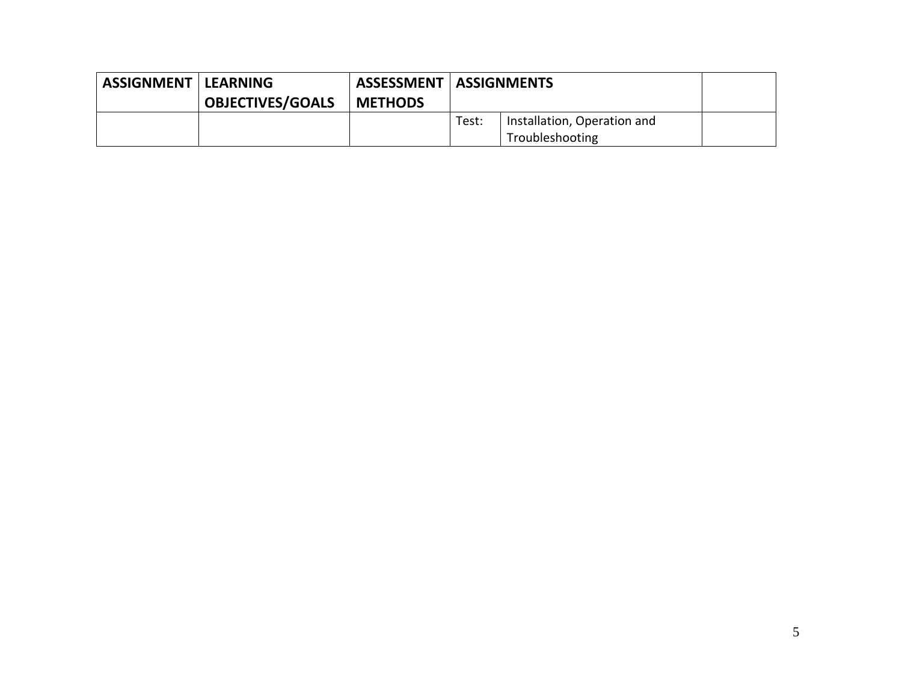| ASSIGNMENT | LEARNING OBJECTIVES/GOALS | ASSESSMENT METHODS | ASSIGNMENTS | | |
|---|---|---|---|---|---|
| | | | Test: | Installation, Operation and Troubleshooting | |